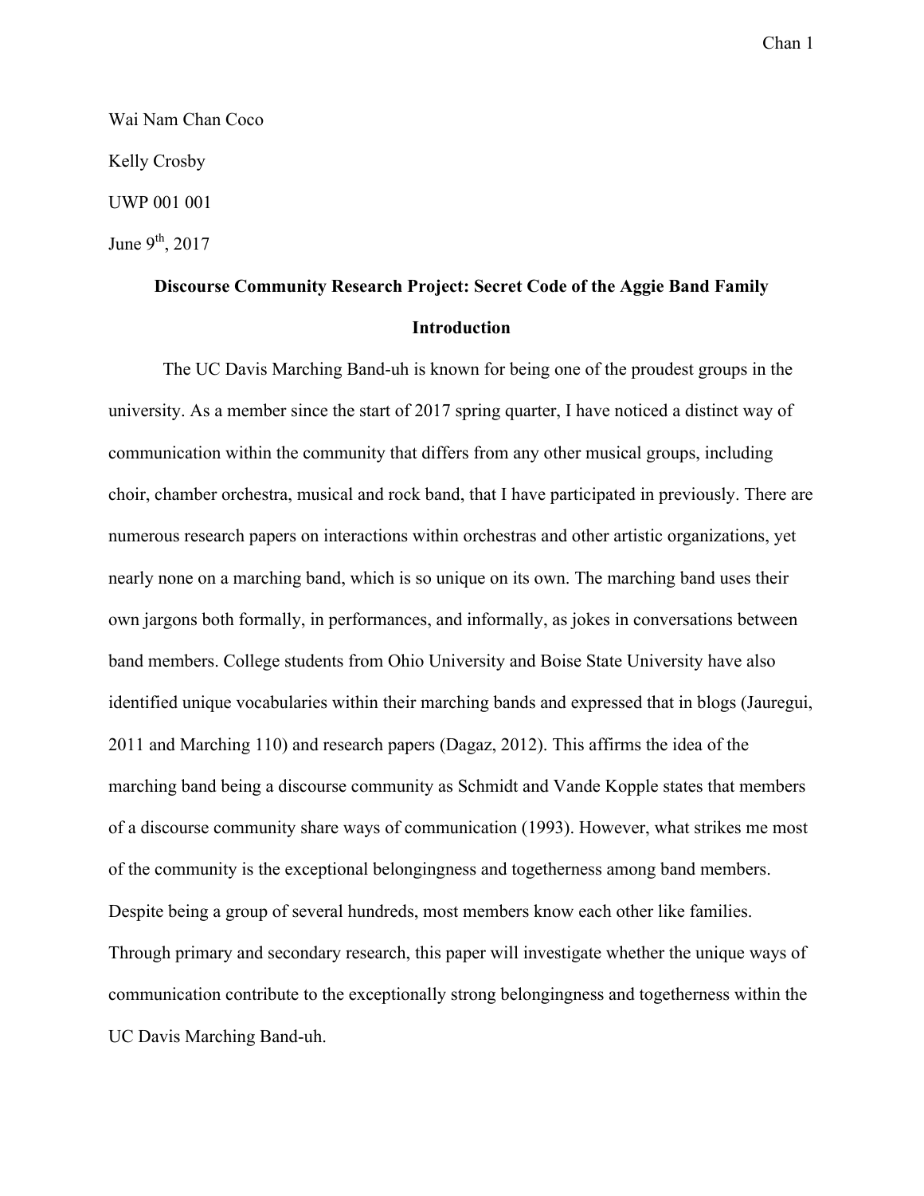Wai Nam Chan Coco

Kelly Crosby

UWP 001 001

June 9th, 2017

**Discourse Community Research Project: Secret Code of the Aggie Band Family**

## Introduction

The UC Davis Marching Band-uh is known for being one of the proudest groups in the university. As a member since the start of 2017 spring quarter, I have noticed a distinct way of communication within the community that differs from any other musical groups, including choir, chamber orchestra, musical and rock band, that I have participated in previously. There are numerous research papers on interactions within orchestras and other artistic organizations, yet nearly none on a marching band, which is so unique on its own. The marching band uses their own jargons both formally, in performances, and informally, as jokes in conversations between band members. College students from Ohio University and Boise State University have also identified unique vocabularies within their marching bands and expressed that in blogs (Jauregui, 2011 and Marching 110) and research papers (Dagaz, 2012). This affirms the idea of the marching band being a discourse community as Schmidt and Vande Kopple states that members of a discourse community share ways of communication (1993). However, what strikes me most of the community is the exceptional belongingness and togetherness among band members. Despite being a group of several hundreds, most members know each other like families. Through primary and secondary research, this paper will investigate whether the unique ways of communication contribute to the exceptionally strong belongingness and togetherness within the UC Davis Marching Band-uh.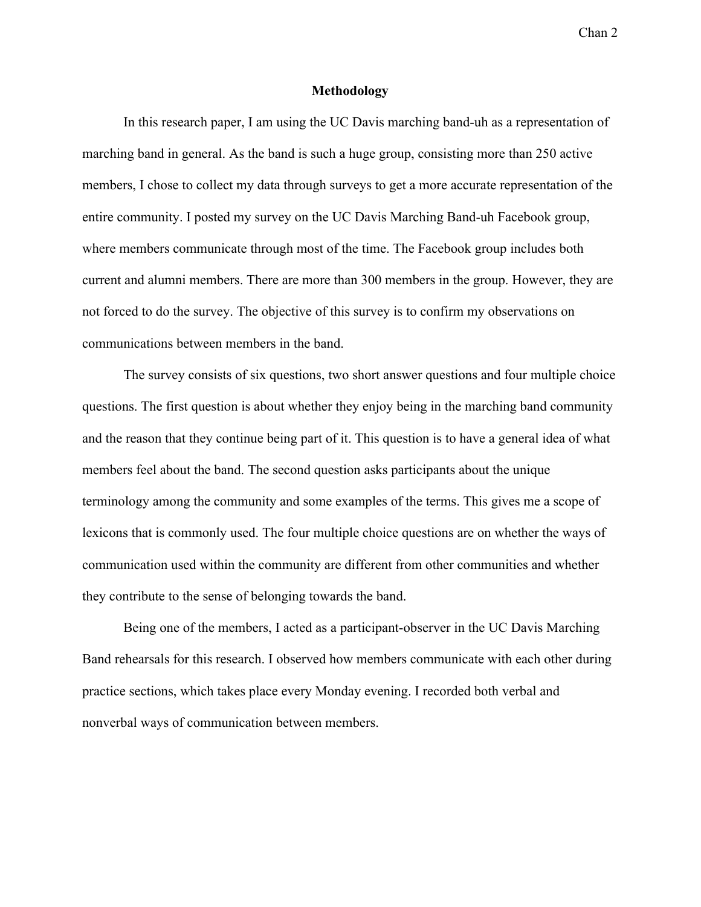## Methodology

In this research paper, I am using the UC Davis marching band-uh as a representation of marching band in general. As the band is such a huge group, consisting more than 250 active members, I chose to collect my data through surveys to get a more accurate representation of the entire community. I posted my survey on the UC Davis Marching Band-uh Facebook group, where members communicate through most of the time. The Facebook group includes both current and alumni members. There are more than 300 members in the group. However, they are not forced to do the survey. The objective of this survey is to confirm my observations on communications between members in the band.

The survey consists of six questions, two short answer questions and four multiple choice questions. The first question is about whether they enjoy being in the marching band community and the reason that they continue being part of it. This question is to have a general idea of what members feel about the band. The second question asks participants about the unique terminology among the community and some examples of the terms. This gives me a scope of lexicons that is commonly used. The four multiple choice questions are on whether the ways of communication used within the community are different from other communities and whether they contribute to the sense of belonging towards the band.

Being one of the members, I acted as a participant-observer in the UC Davis Marching Band rehearsals for this research. I observed how members communicate with each other during practice sections, which takes place every Monday evening. I recorded both verbal and nonverbal ways of communication between members.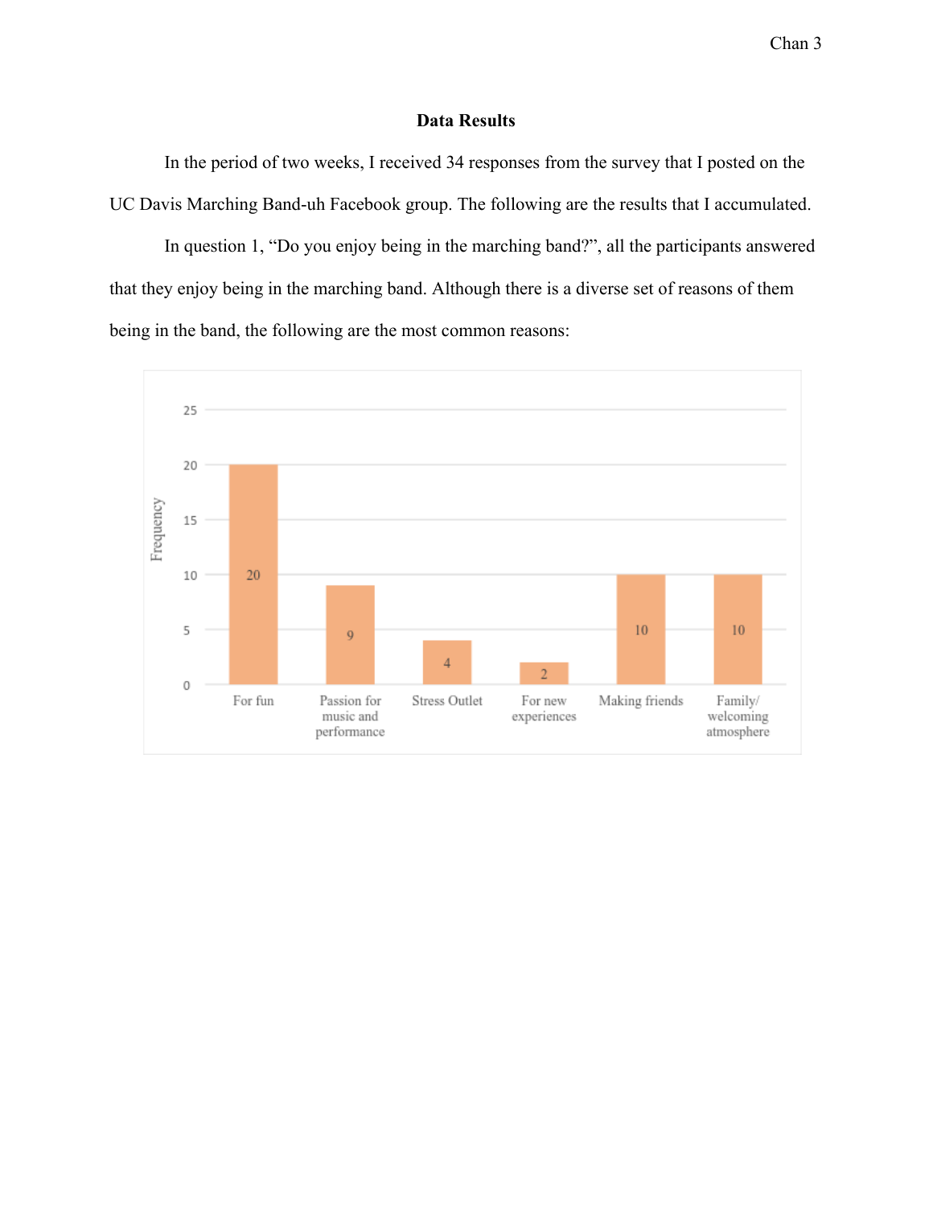**Data Results**

In the period of two weeks, I received 34 responses from the survey that I posted on the UC Davis Marching Band-uh Facebook group. The following are the results that I accumulated.

In question 1, “Do you enjoy being in the marching band?”, all the participants answered that they enjoy being in the marching band. Although there is a diverse set of reasons of them being in the band, the following are the most common reasons:

| Reason | Frequency |
|---|---|
| For fun | 20 |
| Passion for music and performance | 9 |
| Stress Outlet | 4 |
| For new experiences | 2 |
| Making friends | 10 |
| Family/ welcoming atmosphere | 10 |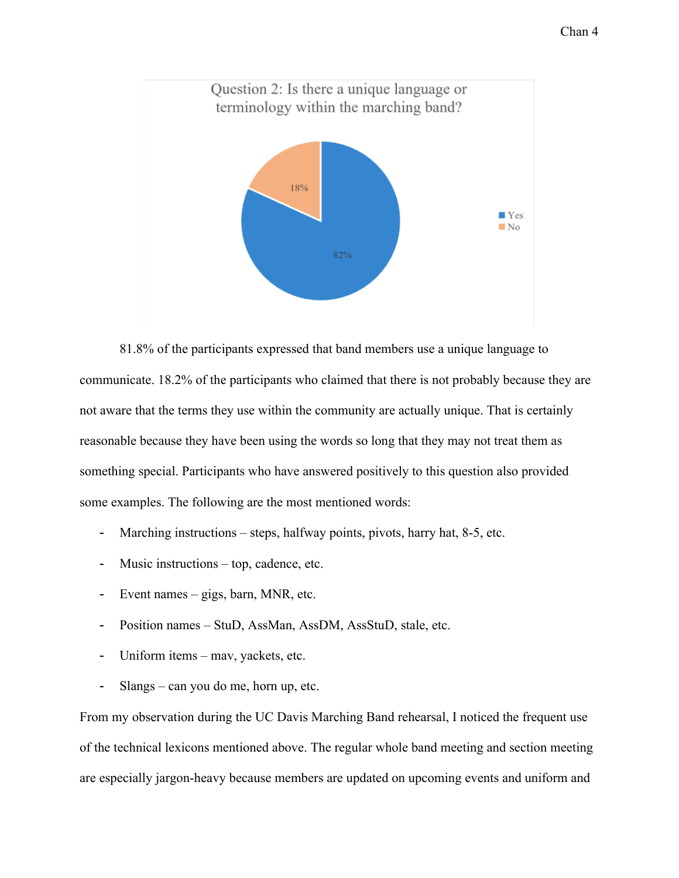81.8% of the participants expressed that band members use a unique language to communicate. 18.2% of the participants who claimed that there is not probably because they are not aware that the terms they use within the community are actually unique. That is certainly reasonable because they have been using the words so long that they may not treat them as something special. Participants who have answered positively to this question also provided some examples. The following are the most mentioned words:

- Marching instructions – steps, halfway points, pivots, harry hat, 8-5, etc.
- Music instructions – top, cadence, etc.
- Event names – gigs, barn, MNR, etc.
- Position names – StuD, AssMan, AssDM, AssStuD, stale, etc.
- Uniform items – mav, yackets, etc.
- Slangs – can you do me, horn up, etc.

From my observation during the UC Davis Marching Band rehearsal, I noticed the frequent use of the technical lexicons mentioned above. The regular whole band meeting and section meeting are especially jargon-heavy because members are updated on upcoming events and uniform and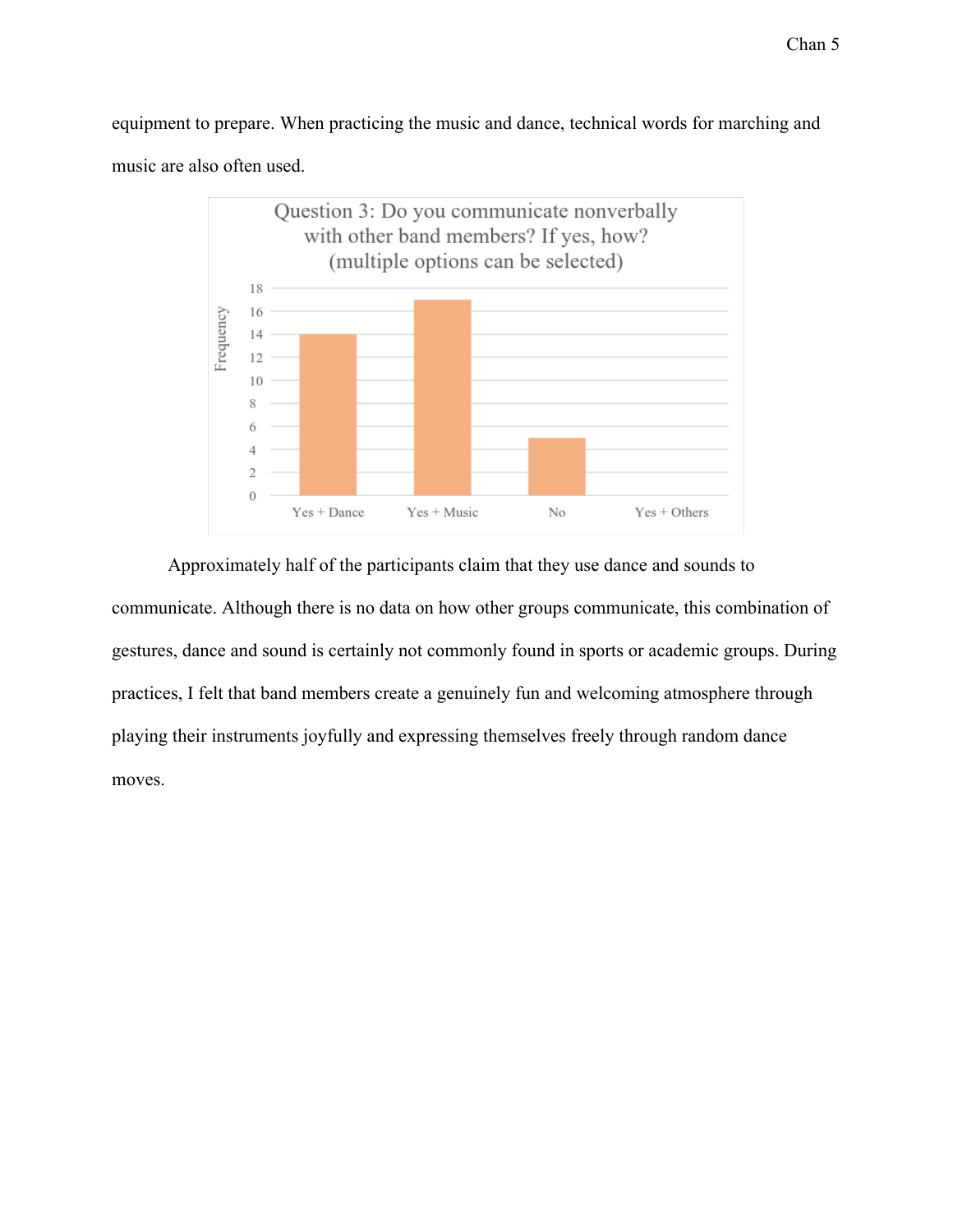equipment to prepare. When practicing the music and dance, technical words for marching and music are also often used.

Question 3: Do you communicate nonverbally with other band members? If yes, how? (multiple options can be selected)

Approximately half of the participants claim that they use dance and sounds to communicate. Although there is no data on how other groups communicate, this combination of gestures, dance and sound is certainly not commonly found in sports or academic groups. During practices, I felt that band members create a genuinely fun and welcoming atmosphere through playing their instruments joyfully and expressing themselves freely through random dance moves.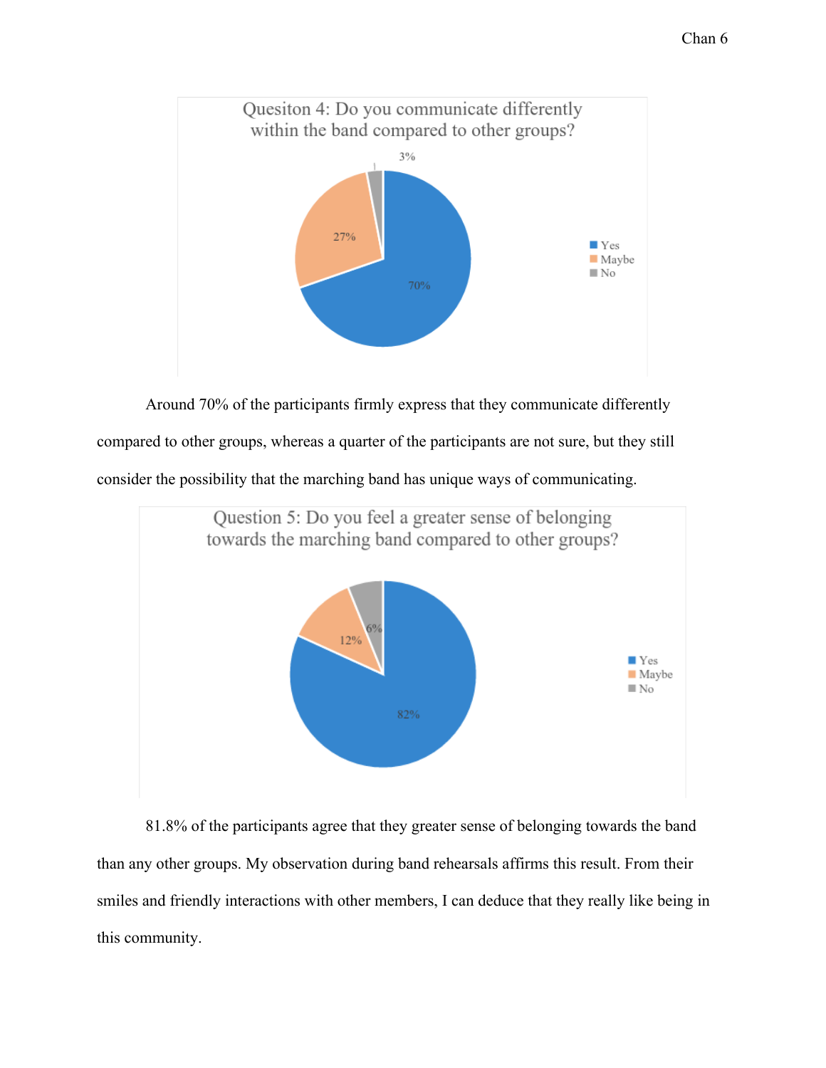Quesiton 4: Do you communicate differently within the band compared to other groups?

| Response | Percentage |
|---|---|
| Yes | 70% |
| Maybe | 27% |
| No | 3% |

Around 70% of the participants firmly express that they communicate differently compared to other groups, whereas a quarter of the participants are not sure, but they still consider the possibility that the marching band has unique ways of communicating.

Question 5: Do you feel a greater sense of belonging towards the marching band compared to other groups?

| Response | Percentage |
|---|---|
| Yes | 82% |
| Maybe | 12% |
| No | 6% |

81.8% of the participants agree that they greater sense of belonging towards the band than any other groups. My observation during band rehearsals affirms this result. From their smiles and friendly interactions with other members, I can deduce that they really like being in this community.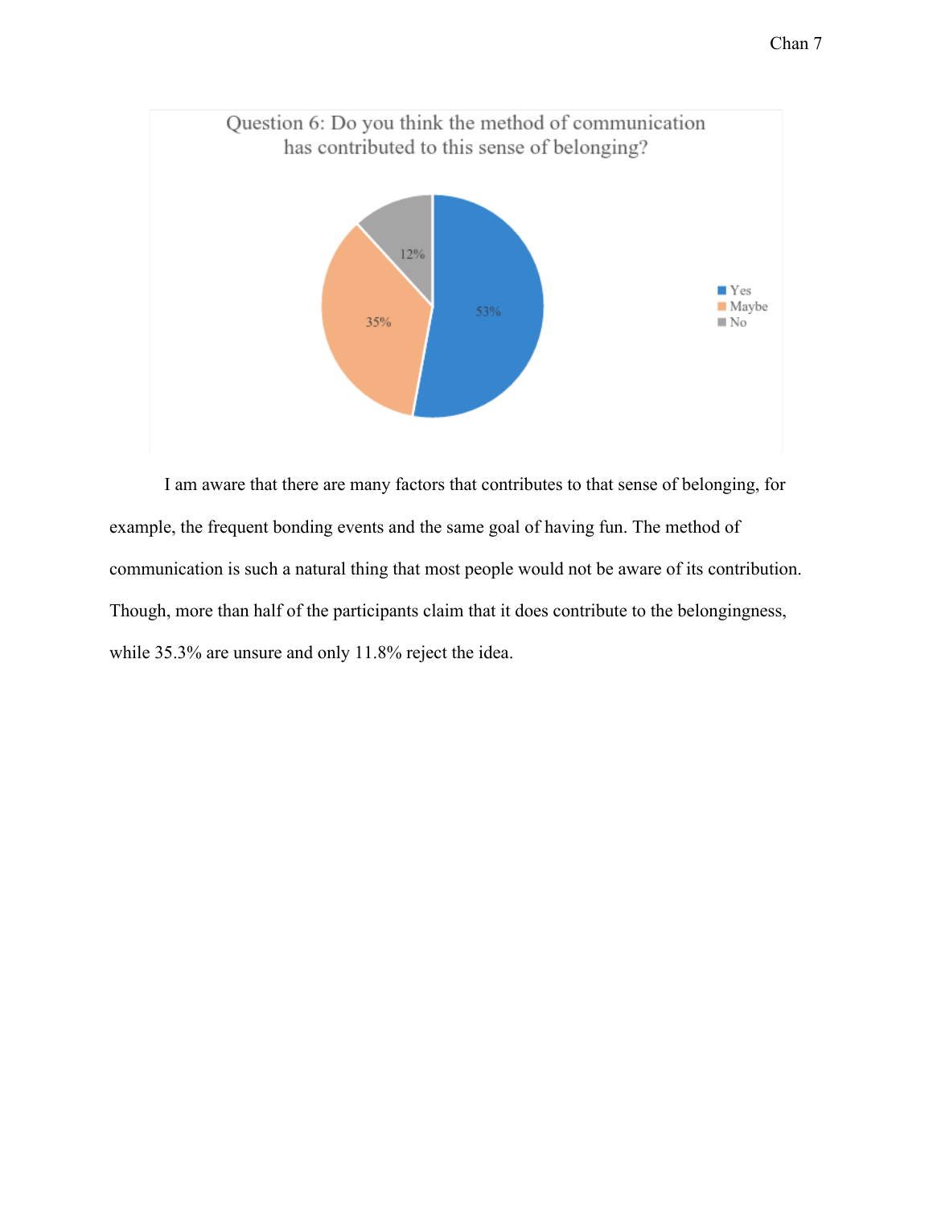Question 6: Do you think the method of communication has contributed to this sense of belonging?

| Response | Percentage |
| --- | --- |
| Yes | 53% |
| Maybe | 35% |
| No | 12% |

I am aware that there are many factors that contributes to that sense of belonging, for example, the frequent bonding events and the same goal of having fun. The method of communication is such a natural thing that most people would not be aware of its contribution. Though, more than half of the participants claim that it does contribute to the belongingness, while 35.3% are unsure and only 11.8% reject the idea.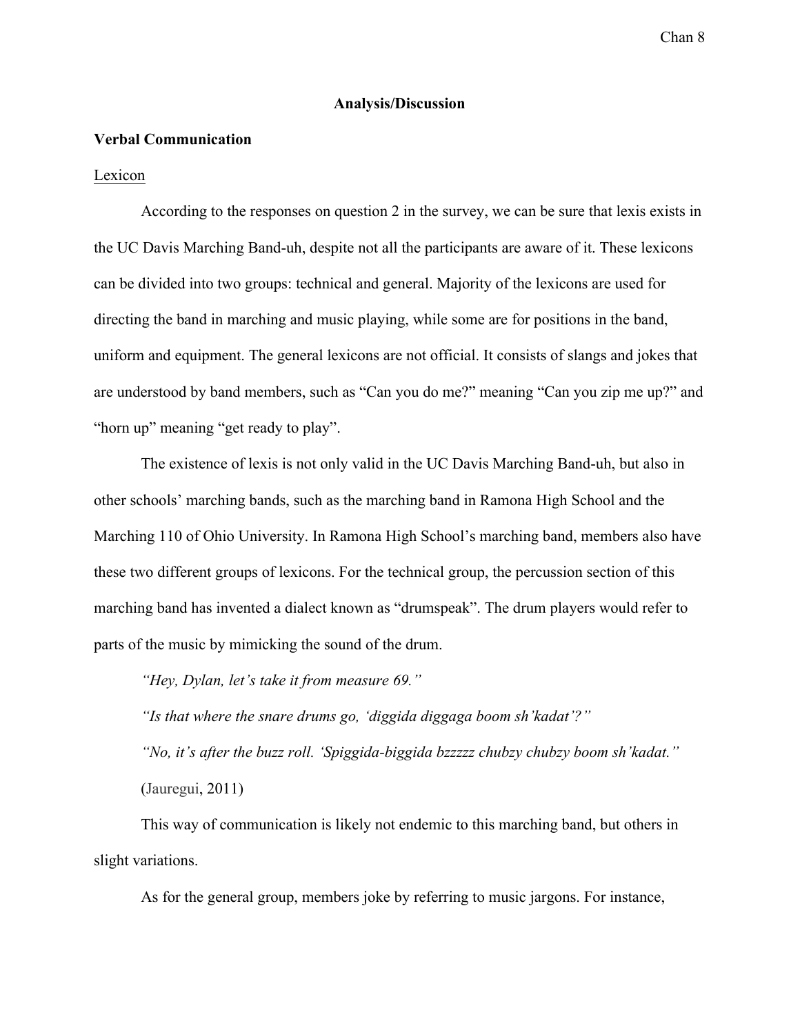## Analysis/Discussion

### Verbal Communication

Lexicon

According to the responses on question 2 in the survey, we can be sure that lexis exists in the UC Davis Marching Band-uh, despite not all the participants are aware of it. These lexicons can be divided into two groups: technical and general. Majority of the lexicons are used for directing the band in marching and music playing, while some are for positions in the band, uniform and equipment. The general lexicons are not official. It consists of slangs and jokes that are understood by band members, such as "Can you do me?" meaning "Can you zip me up?" and "horn up" meaning "get ready to play".

The existence of lexis is not only valid in the UC Davis Marching Band-uh, but also in other schools' marching bands, such as the marching band in Ramona High School and the Marching 110 of Ohio University. In Ramona High School's marching band, members also have these two different groups of lexicons. For the technical group, the percussion section of this marching band has invented a dialect known as "drumspeak". The drum players would refer to parts of the music by mimicking the sound of the drum.

*"Hey, Dylan, let's take it from measure 69."*

*"Is that where the snare drums go, 'diggida diggaga boom sh'kadat'?"*

*"No, it's after the buzz roll. 'Spiggida-biggida bzzzzz chubzy chubzy boom sh'kadat."*

(Jauregui, 2011)

This way of communication is likely not endemic to this marching band, but others in slight variations.

As for the general group, members joke by referring to music jargons. For instance,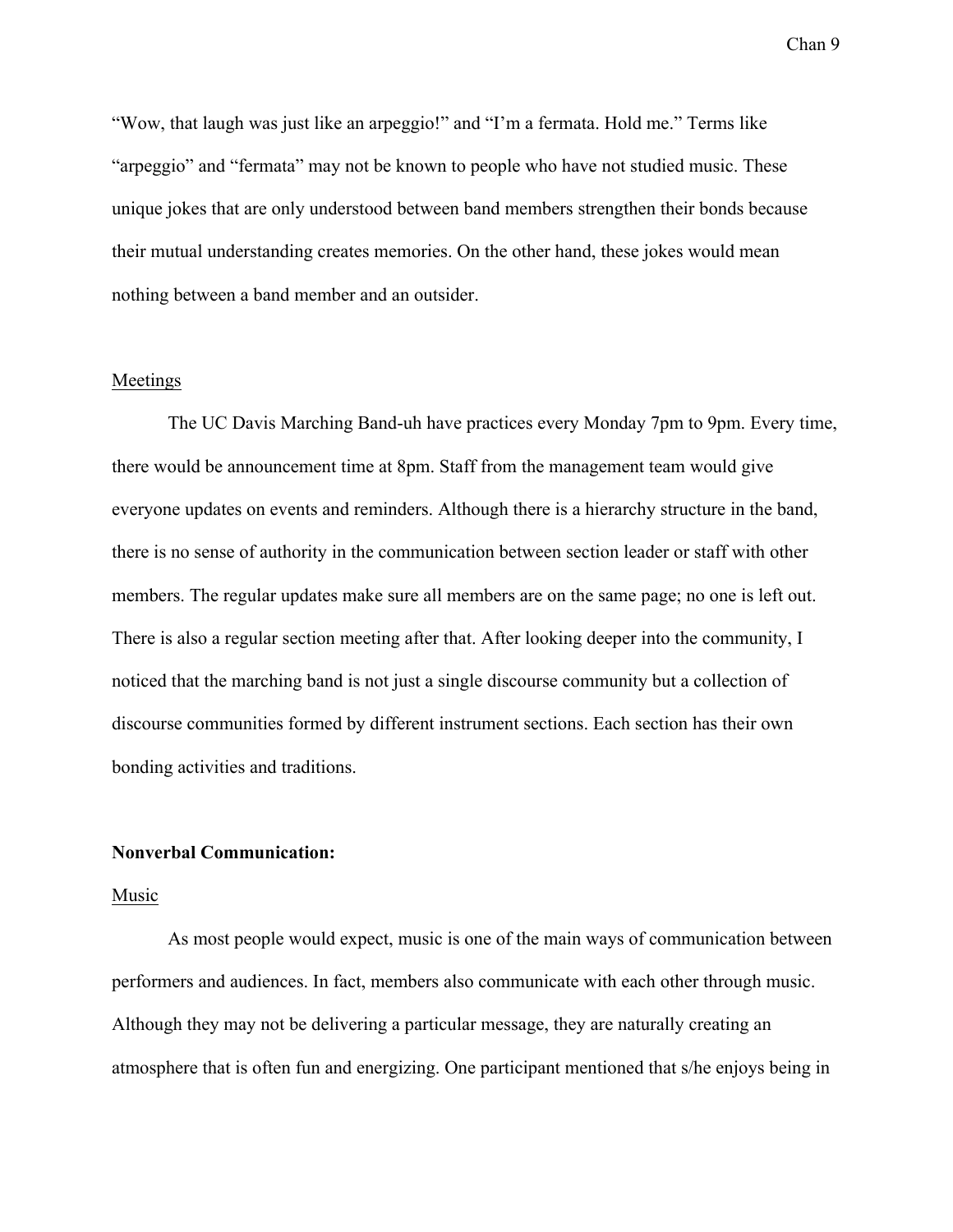"Wow, that laugh was just like an arpeggio!" and "I'm a fermata. Hold me." Terms like "arpeggio" and "fermata" may not be known to people who have not studied music. These unique jokes that are only understood between band members strengthen their bonds because their mutual understanding creates memories. On the other hand, these jokes would mean nothing between a band member and an outsider.

Meetings

The UC Davis Marching Band-uh have practices every Monday 7pm to 9pm. Every time, there would be announcement time at 8pm. Staff from the management team would give everyone updates on events and reminders. Although there is a hierarchy structure in the band, there is no sense of authority in the communication between section leader or staff with other members. The regular updates make sure all members are on the same page; no one is left out. There is also a regular section meeting after that. After looking deeper into the community, I noticed that the marching band is not just a single discourse community but a collection of discourse communities formed by different instrument sections. Each section has their own bonding activities and traditions.

**Nonverbal Communication:**

Music

As most people would expect, music is one of the main ways of communication between performers and audiences. In fact, members also communicate with each other through music. Although they may not be delivering a particular message, they are naturally creating an atmosphere that is often fun and energizing. One participant mentioned that s/he enjoys being in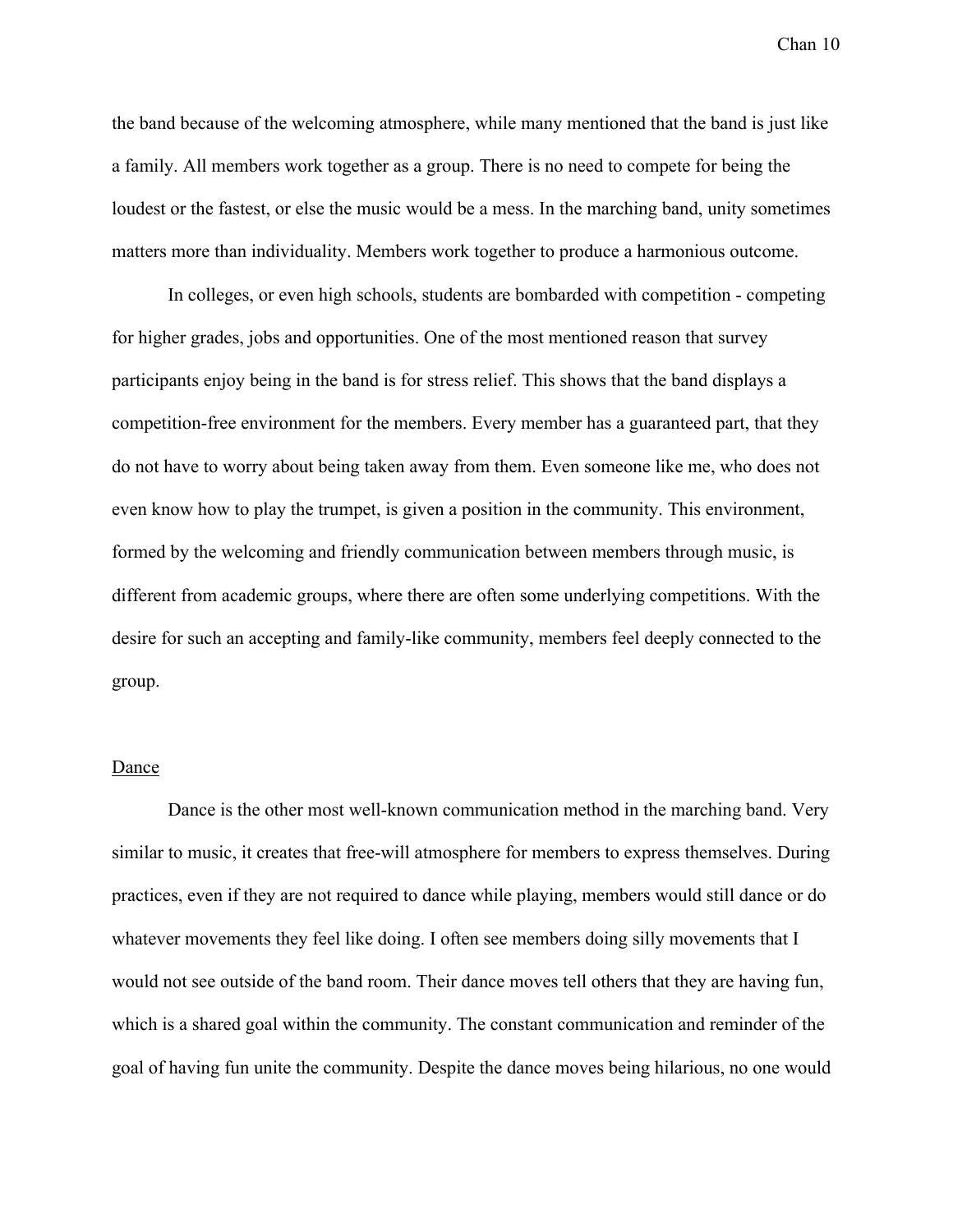the band because of the welcoming atmosphere, while many mentioned that the band is just like a family. All members work together as a group. There is no need to compete for being the loudest or the fastest, or else the music would be a mess. In the marching band, unity sometimes matters more than individuality. Members work together to produce a harmonious outcome.

In colleges, or even high schools, students are bombarded with competition - competing for higher grades, jobs and opportunities. One of the most mentioned reason that survey participants enjoy being in the band is for stress relief. This shows that the band displays a competition-free environment for the members. Every member has a guaranteed part, that they do not have to worry about being taken away from them. Even someone like me, who does not even know how to play the trumpet, is given a position in the community. This environment, formed by the welcoming and friendly communication between members through music, is different from academic groups, where there are often some underlying competitions. With the desire for such an accepting and family-like community, members feel deeply connected to the group.

<u>Dance</u>

Dance is the other most well-known communication method in the marching band. Very similar to music, it creates that free-will atmosphere for members to express themselves. During practices, even if they are not required to dance while playing, members would still dance or do whatever movements they feel like doing. I often see members doing silly movements that I would not see outside of the band room. Their dance moves tell others that they are having fun, which is a shared goal within the community. The constant communication and reminder of the goal of having fun unite the community. Despite the dance moves being hilarious, no one would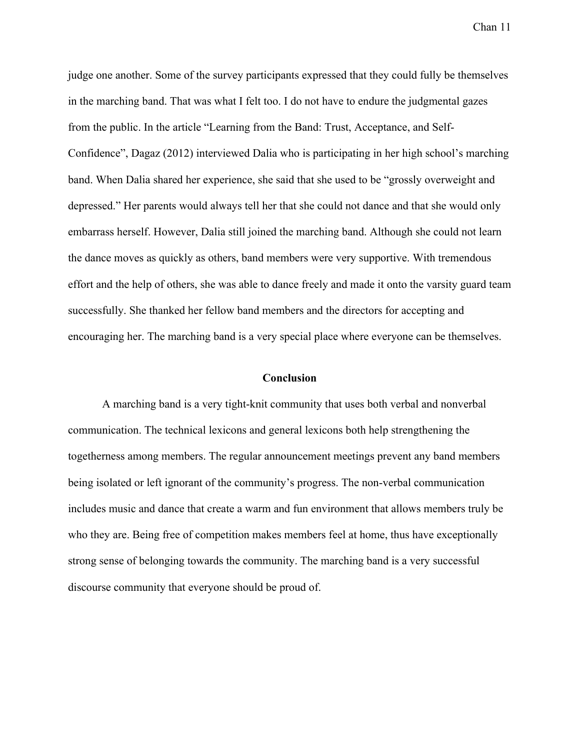judge one another. Some of the survey participants expressed that they could fully be themselves in the marching band. That was what I felt too. I do not have to endure the judgmental gazes from the public. In the article "Learning from the Band: Trust, Acceptance, and Self-Confidence", Dagaz (2012) interviewed Dalia who is participating in her high school's marching band. When Dalia shared her experience, she said that she used to be "grossly overweight and depressed." Her parents would always tell her that she could not dance and that she would only embarrass herself. However, Dalia still joined the marching band. Although she could not learn the dance moves as quickly as others, band members were very supportive. With tremendous effort and the help of others, she was able to dance freely and made it onto the varsity guard team successfully. She thanked her fellow band members and the directors for accepting and encouraging her. The marching band is a very special place where everyone can be themselves.

## Conclusion

A marching band is a very tight-knit community that uses both verbal and nonverbal communication. The technical lexicons and general lexicons both help strengthening the togetherness among members. The regular announcement meetings prevent any band members being isolated or left ignorant of the community's progress. The non-verbal communication includes music and dance that create a warm and fun environment that allows members truly be who they are. Being free of competition makes members feel at home, thus have exceptionally strong sense of belonging towards the community. The marching band is a very successful discourse community that everyone should be proud of.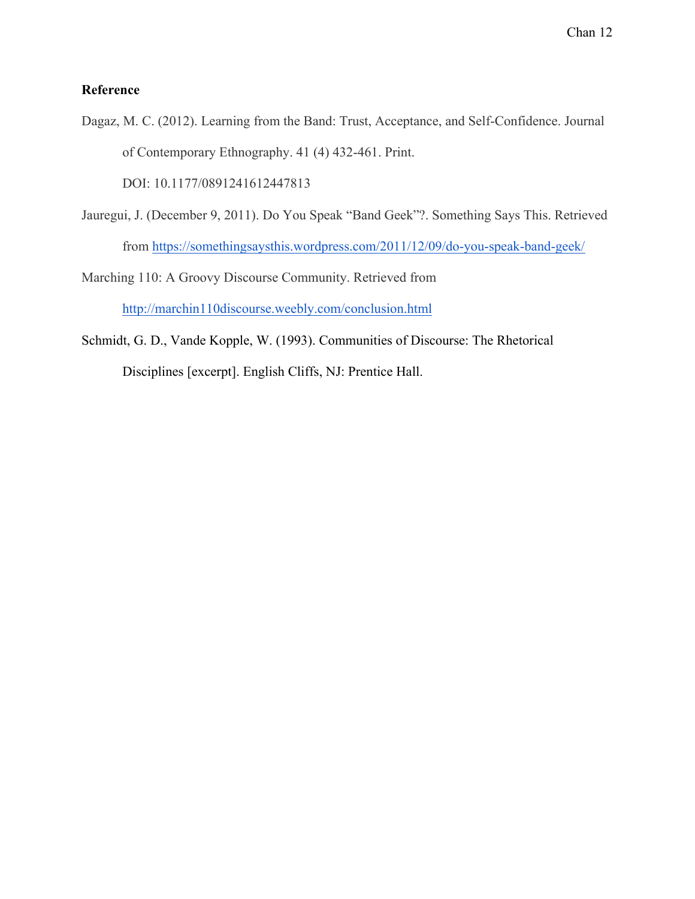**Reference**

Dagaz, M. C. (2012). Learning from the Band: Trust, Acceptance, and Self-Confidence. Journal of Contemporary Ethnography. 41 (4) 432-461. Print. DOI: 10.1177/0891241612447813

Jauregui, J. (December 9, 2011). Do You Speak "Band Geek"?. Something Says This. Retrieved from https://somethingsaysthis.wordpress.com/2011/12/09/do-you-speak-band-geek/

Marching 110: A Groovy Discourse Community. Retrieved from http://marchin110discourse.weebly.com/conclusion.html

Schmidt, G. D., Vande Kopple, W. (1993). Communities of Discourse: The Rhetorical Disciplines [excerpt]. English Cliffs, NJ: Prentice Hall.